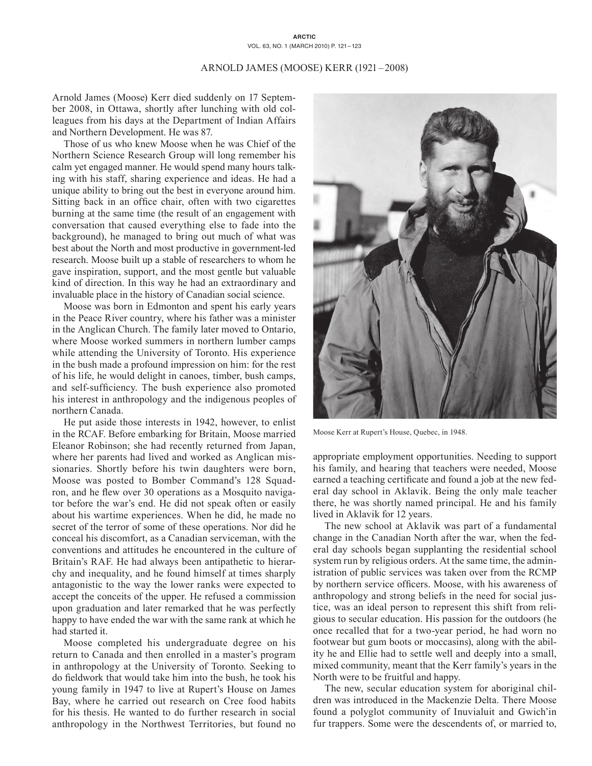# ARNOLD JAMES (MOOSE) KERR (1921–2008)

Arnold James (Moose) Kerr died suddenly on 17 September 2008, in Ottawa, shortly after lunching with old colleagues from his days at the Department of Indian Affairs and Northern Development. He was 87.

Those of us who knew Moose when he was Chief of the Northern Science Research Group will long remember his calm yet engaged manner. He would spend many hours talking with his staff, sharing experience and ideas. He had a unique ability to bring out the best in everyone around him. Sitting back in an office chair, often with two cigarettes burning at the same time (the result of an engagement with conversation that caused everything else to fade into the background), he managed to bring out much of what was best about the North and most productive in government-led research. Moose built up a stable of researchers to whom he gave inspiration, support, and the most gentle but valuable kind of direction. In this way he had an extraordinary and invaluable place in the history of Canadian social science.

Moose was born in Edmonton and spent his early years in the Peace River country, where his father was a minister in the Anglican Church. The family later moved to Ontario, where Moose worked summers in northern lumber camps while attending the University of Toronto. His experience in the bush made a profound impression on him: for the rest of his life, he would delight in canoes, timber, bush camps, and self-sufficiency. The bush experience also promoted his interest in anthropology and the indigenous peoples of northern Canada.

He put aside those interests in 1942, however, to enlist in the RCAF. Before embarking for Britain, Moose married Eleanor Robinson; she had recently returned from Japan, where her parents had lived and worked as Anglican missionaries. Shortly before his twin daughters were born, Moose was posted to Bomber Command's 128 Squadron, and he flew over 30 operations as a Mosquito navigator before the war's end. He did not speak often or easily about his wartime experiences. When he did, he made no secret of the terror of some of these operations. Nor did he conceal his discomfort, as a Canadian serviceman, with the conventions and attitudes he encountered in the culture of Britain's RAF. He had always been antipathetic to hierarchy and inequality, and he found himself at times sharply antagonistic to the way the lower ranks were expected to accept the conceits of the upper. He refused a commission upon graduation and later remarked that he was perfectly happy to have ended the war with the same rank at which he had started it.

Moose completed his undergraduate degree on his return to Canada and then enrolled in a master's program in anthropology at the University of Toronto. Seeking to do fieldwork that would take him into the bush, he took his young family in 1947 to live at Rupert's House on James Bay, where he carried out research on Cree food habits for his thesis. He wanted to do further research in social anthropology in the Northwest Territories, but found no appropriate employment opportunities. Needing to support his family, and hearing that teachers were needed, Moose earned a teaching certificate and found a job at the new federal day school in Aklavik. Being the only male teacher there, he was shortly named principal. He and his family lived in Aklavik for 12 years.

Moose Kerr at Rupert's House, Quebec, in 1948.

The new school at Aklavik was part of a fundamental change in the Canadian North after the war, when the federal day schools began supplanting the residential school system run by religious orders. At the same time, the administration of public services was taken over from the RCMP by northern service officers. Moose, with his awareness of anthropology and strong beliefs in the need for social justice, was an ideal person to represent this shift from religious to secular education. His passion for the outdoors (he once recalled that for a two-year period, he had worn no footwear but gum boots or moccasins), along with the ability he and Ellie had to settle well and deeply into a small, mixed community, meant that the Kerr family's years in the North were to be fruitful and happy.

The new, secular education system for aboriginal children was introduced in the Mackenzie Delta. There Moose found a polyglot community of Inuvialuit and Gwich'in fur trappers. Some were the descendents of, or married to,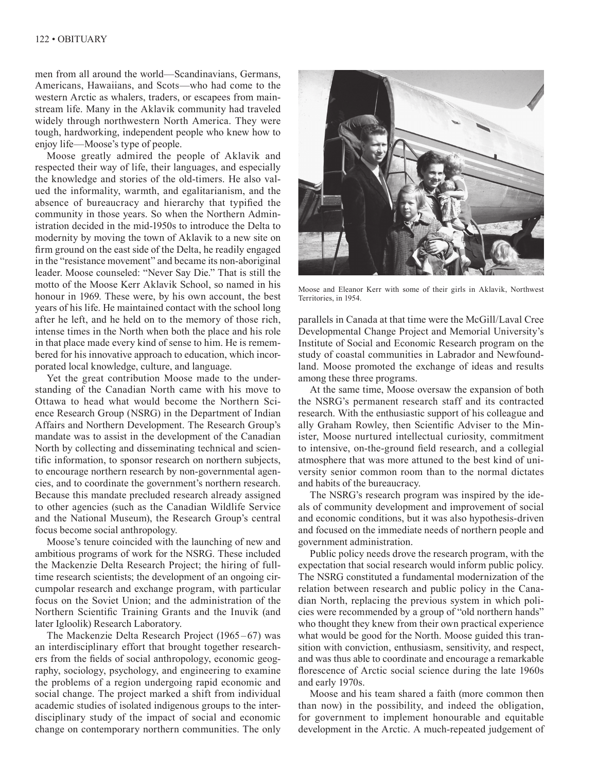men from all around the world—Scandinavians, Germans, Americans, Hawaiians, and Scots—who had come to the western Arctic as whalers, traders, or escapees from mainstream life. Many in the Aklavik community had traveled widely through northwestern North America. They were tough, hardworking, independent people who knew how to enjoy life—Moose's type of people.

Moose greatly admired the people of Aklavik and respected their way of life, their languages, and especially the knowledge and stories of the old-timers. He also valued the informality, warmth, and egalitarianism, and the absence of bureaucracy and hierarchy that typified the community in those years. So when the Northern Administration decided in the mid-1950s to introduce the Delta to modernity by moving the town of Aklavik to a new site on firm ground on the east side of the Delta, he readily engaged in the "resistance movement" and became its non-aboriginal leader. Moose counseled: "Never Say Die." That is still the motto of the Moose Kerr Aklavik School, so named in his honour in 1969. These were, by his own account, the best years of his life. He maintained contact with the school long after he left, and he held on to the memory of those rich, intense times in the North when both the place and his role in that place made every kind of sense to him. He is remembered for his innovative approach to education, which incorporated local knowledge, culture, and language.

Yet the great contribution Moose made to the understanding of the Canadian North came with his move to Ottawa to head what would become the Northern Science Research Group (NSRG) in the Department of Indian Affairs and Northern Development. The Research Group's mandate was to assist in the development of the Canadian North by collecting and disseminating technical and scientific information, to sponsor research on northern subjects, to encourage northern research by non-governmental agencies, and to coordinate the government's northern research. Because this mandate precluded research already assigned to other agencies (such as the Canadian Wildlife Service and the National Museum), the Research Group's central focus become social anthropology.

Moose's tenure coincided with the launching of new and ambitious programs of work for the NSRG. These included the Mackenzie Delta Research Project; the hiring of full-time research scientists; the development of an ongoing circumpolar research and exchange program, with particular focus on the Soviet Union; and the administration of the Northern Scientific Training Grants and the Inuvik (and later Igloolik) Research Laboratory.

The Mackenzie Delta Research Project (1965–67) was an interdisciplinary effort that brought together researchers from the fields of social anthropology, economic geography, sociology, psychology, and engineering to examine the problems of a region undergoing rapid economic and social change. The project marked a shift from individual academic studies of isolated indigenous groups to the interdisciplinary study of the impact of social and economic change on contemporary northern communities. The only parallels in Canada at that time were the McGill/Laval Cree Developmental Change Project and Memorial University's Institute of Social and Economic Research program on the study of coastal communities in Labrador and Newfoundland. Moose promoted the exchange of ideas and results among these three programs.

Moose and Eleanor Kerr with some of their girls in Aklavik, Northwest Territories, in 1954.

At the same time, Moose oversaw the expansion of both the NSRG's permanent research staff and its contracted research. With the enthusiastic support of his colleague and ally Graham Rowley, then Scientific Adviser to the Minister, Moose nurtured intellectual curiosity, commitment to intensive, on-the-ground field research, and a collegial atmosphere that was more attuned to the best kind of university senior common room than to the normal dictates and habits of the bureaucracy.

The NSRG's research program was inspired by the ideals of community development and improvement of social and economic conditions, but it was also hypothesis-driven and focused on the immediate needs of northern people and government administration.

Public policy needs drove the research program, with the expectation that social research would inform public policy. The NSRG constituted a fundamental modernization of the relation between research and public policy in the Canadian North, replacing the previous system in which policies were recommended by a group of "old northern hands" who thought they knew from their own practical experience what would be good for the North. Moose guided this transition with conviction, enthusiasm, sensitivity, and respect, and was thus able to coordinate and encourage a remarkable florescence of Arctic social science during the late 1960s and early 1970s.

Moose and his team shared a faith (more common then than now) in the possibility, and indeed the obligation, for government to implement honourable and equitable development in the Arctic. A much-repeated judgement of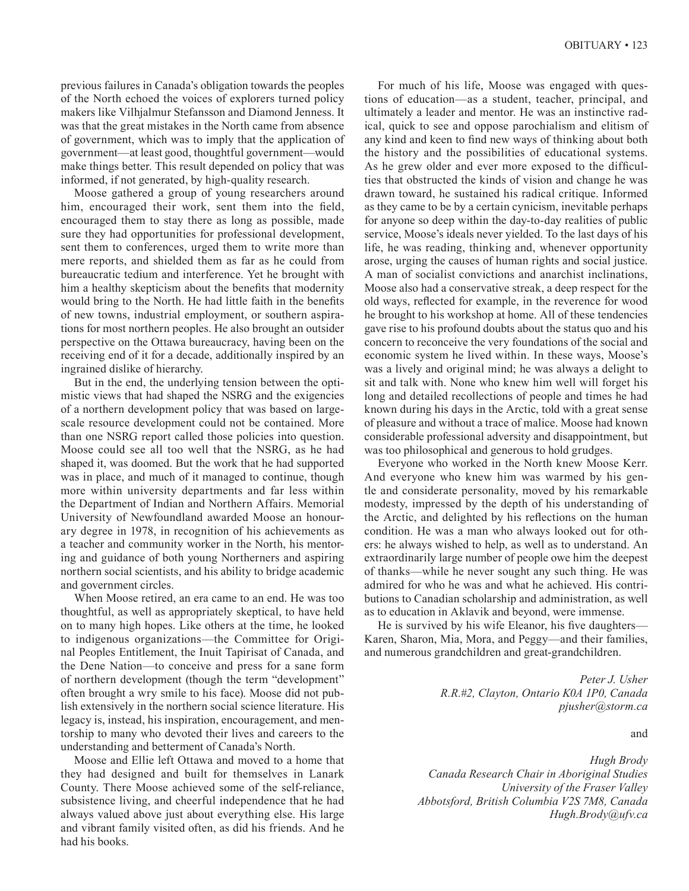previous failures in Canada's obligation towards the peoples of the North echoed the voices of explorers turned policy makers like Vilhjalmur Stefansson and Diamond Jenness. It was that the great mistakes in the North came from absence of government, which was to imply that the application of government—at least good, thoughtful government—would make things better. This result depended on policy that was informed, if not generated, by high-quality research.

Moose gathered a group of young researchers around him, encouraged their work, sent them into the field, encouraged them to stay there as long as possible, made sure they had opportunities for professional development, sent them to conferences, urged them to write more than mere reports, and shielded them as far as he could from bureaucratic tedium and interference. Yet he brought with him a healthy skepticism about the benefits that modernity would bring to the North. He had little faith in the benefits of new towns, industrial employment, or southern aspirations for most northern peoples. He also brought an outsider perspective on the Ottawa bureaucracy, having been on the receiving end of it for a decade, additionally inspired by an ingrained dislike of hierarchy.

But in the end, the underlying tension between the optimistic views that had shaped the NSRG and the exigencies of a northern development policy that was based on large-scale resource development could not be contained. More than one NSRG report called those policies into question. Moose could see all too well that the NSRG, as he had shaped it, was doomed. But the work that he had supported was in place, and much of it managed to continue, though more within university departments and far less within the Department of Indian and Northern Affairs. Memorial University of Newfoundland awarded Moose an honourary degree in 1978, in recognition of his achievements as a teacher and community worker in the North, his mentoring and guidance of both young Northerners and aspiring northern social scientists, and his ability to bridge academic and government circles.

When Moose retired, an era came to an end. He was too thoughtful, as well as appropriately skeptical, to have held on to many high hopes. Like others at the time, he looked to indigenous organizations—the Committee for Original Peoples Entitlement, the Inuit Tapirisat of Canada, and the Dene Nation—to conceive and press for a sane form of northern development (though the term "development" often brought a wry smile to his face). Moose did not publish extensively in the northern social science literature. His legacy is, instead, his inspiration, encouragement, and mentorship to many who devoted their lives and careers to the understanding and betterment of Canada's North.

Moose and Ellie left Ottawa and moved to a home that they had designed and built for themselves in Lanark County. There Moose achieved some of the self-reliance, subsistence living, and cheerful independence that he had always valued above just about everything else. His large and vibrant family visited often, as did his friends. And he had his books.

For much of his life, Moose was engaged with questions of education—as a student, teacher, principal, and ultimately a leader and mentor. He was an instinctive radical, quick to see and oppose parochialism and elitism of any kind and keen to find new ways of thinking about both the history and the possibilities of educational systems. As he grew older and ever more exposed to the difficulties that obstructed the kinds of vision and change he was drawn toward, he sustained his radical critique. Informed as they came to be by a certain cynicism, inevitable perhaps for anyone so deep within the day-to-day realities of public service, Moose's ideals never yielded. To the last days of his life, he was reading, thinking and, whenever opportunity arose, urging the causes of human rights and social justice. A man of socialist convictions and anarchist inclinations, Moose also had a conservative streak, a deep respect for the old ways, reflected for example, in the reverence for wood he brought to his workshop at home. All of these tendencies gave rise to his profound doubts about the status quo and his concern to reconceive the very foundations of the social and economic system he lived within. In these ways, Moose's was a lively and original mind; he was always a delight to sit and talk with. None who knew him well will forget his long and detailed recollections of people and times he had known during his days in the Arctic, told with a great sense of pleasure and without a trace of malice. Moose had known considerable professional adversity and disappointment, but was too philosophical and generous to hold grudges.

Everyone who worked in the North knew Moose Kerr. And everyone who knew him was warmed by his gentle and considerate personality, moved by his remarkable modesty, impressed by the depth of his understanding of the Arctic, and delighted by his reflections on the human condition. He was a man who always looked out for others: he always wished to help, as well as to understand. An extraordinarily large number of people owe him the deepest of thanks—while he never sought any such thing. He was admired for who he was and what he achieved. His contributions to Canadian scholarship and administration, as well as to education in Aklavik and beyond, were immense.

He is survived by his wife Eleanor, his five daughters—Karen, Sharon, Mia, Mora, and Peggy—and their families, and numerous grandchildren and great-grandchildren.

*Peter J. Usher*
*R.R.#2, Clayton, Ontario K0A 1P0, Canada*
*pjusher@storm.ca*

and

*Hugh Brody*
*Canada Research Chair in Aboriginal Studies*
*University of the Fraser Valley*
*Abbotsford, British Columbia V2S 7M8, Canada*
*Hugh.Brody@ufv.ca*